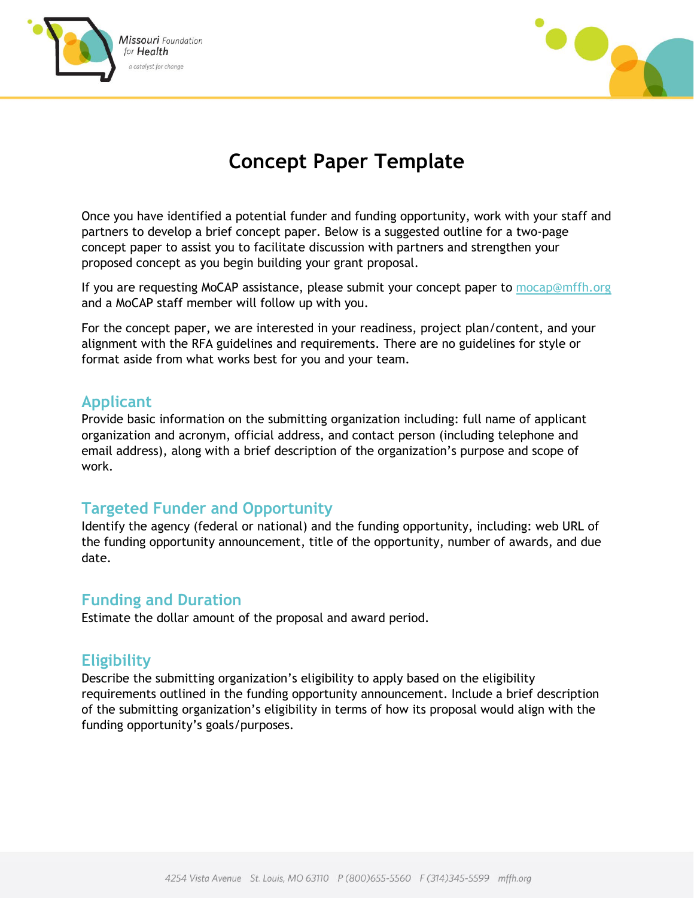# Concept Paper Template

Once you have identified a potential funder and funding opportunity, work with your staff and partners to develop a brief concept paper. Below is a suggested outline for a two-page concept paper to assist you to facilitate discussion with partners and strengthen your proposed concept as you begin building your grant proposal.

If you are requesting MoCAP assistance, please submit your concept paper to mocap@mffh.org and a MoCAP staff member will follow up with you.

For the concept paper, we are interested in your readiness, project plan/content, and your alignment with the RFA guidelines and requirements. There are no guidelines for style or format aside from what works best for you and your team.

## Applicant

Provide basic information on the submitting organization including: full name of applicant organization and acronym, official address, and contact person (including telephone and email address), along with a brief description of the organization's purpose and scope of work.

## Targeted Funder and Opportunity

Identify the agency (federal or national) and the funding opportunity, including: web URL of the funding opportunity announcement, title of the opportunity, number of awards, and due date.

## Funding and Duration

Estimate the dollar amount of the proposal and award period.

## Eligibility

Describe the submitting organization's eligibility to apply based on the eligibility requirements outlined in the funding opportunity announcement. Include a brief description of the submitting organization's eligibility in terms of how its proposal would align with the funding opportunity's goals/purposes.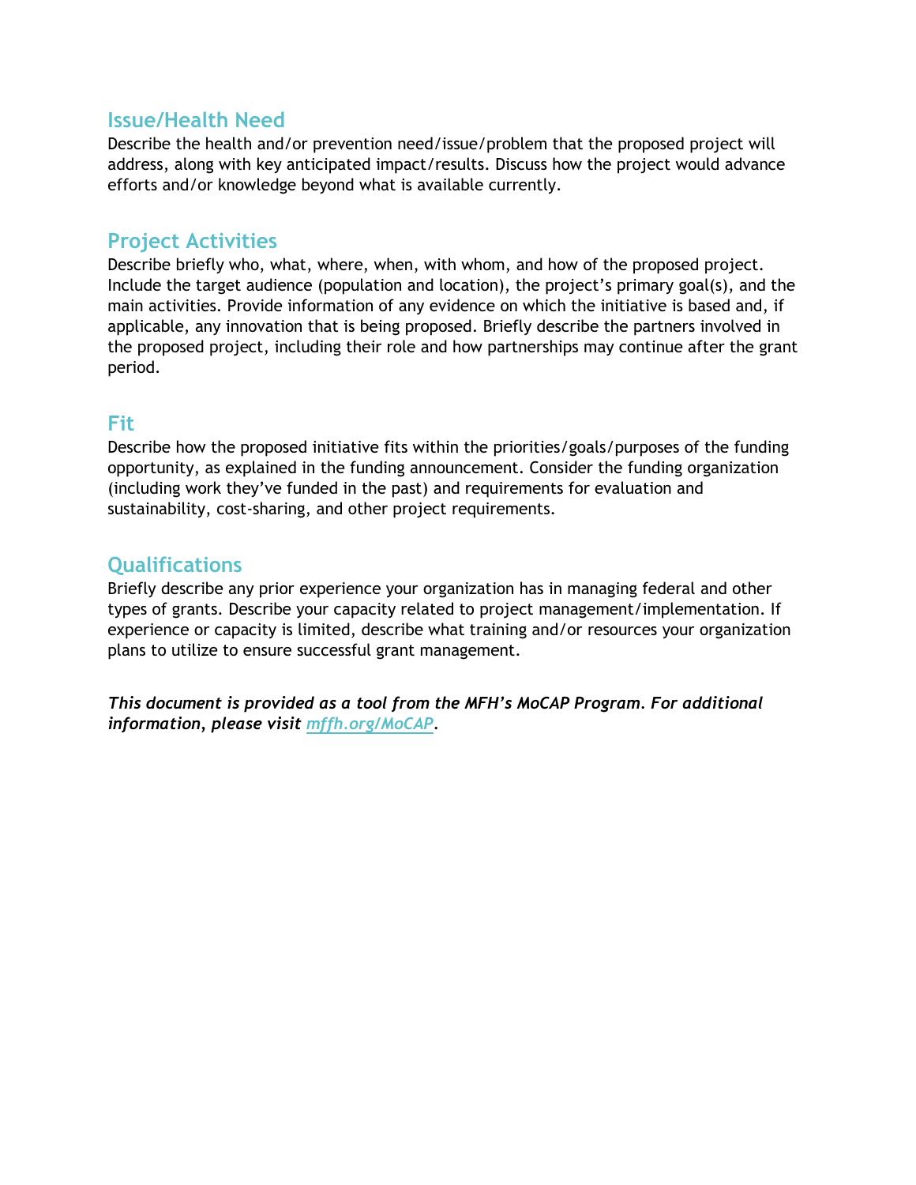## Issue/Health Need

Describe the health and/or prevention need/issue/problem that the proposed project will address, along with key anticipated impact/results. Discuss how the project would advance efforts and/or knowledge beyond what is available currently.

## Project Activities

Describe briefly who, what, where, when, with whom, and how of the proposed project. Include the target audience (population and location), the project's primary goal(s), and the main activities. Provide information of any evidence on which the initiative is based and, if applicable, any innovation that is being proposed. Briefly describe the partners involved in the proposed project, including their role and how partnerships may continue after the grant period.

## Fit

Describe how the proposed initiative fits within the priorities/goals/purposes of the funding opportunity, as explained in the funding announcement. Consider the funding organization (including work they've funded in the past) and requirements for evaluation and sustainability, cost-sharing, and other project requirements.

## Qualifications

Briefly describe any prior experience your organization has in managing federal and other types of grants. Describe your capacity related to project management/implementation. If experience or capacity is limited, describe what training and/or resources your organization plans to utilize to ensure successful grant management.

***This document is provided as a tool from the MFH's MoCAP Program. For additional information, please visit [mffh.org/MoCAP](mffh.org/MoCAP).***